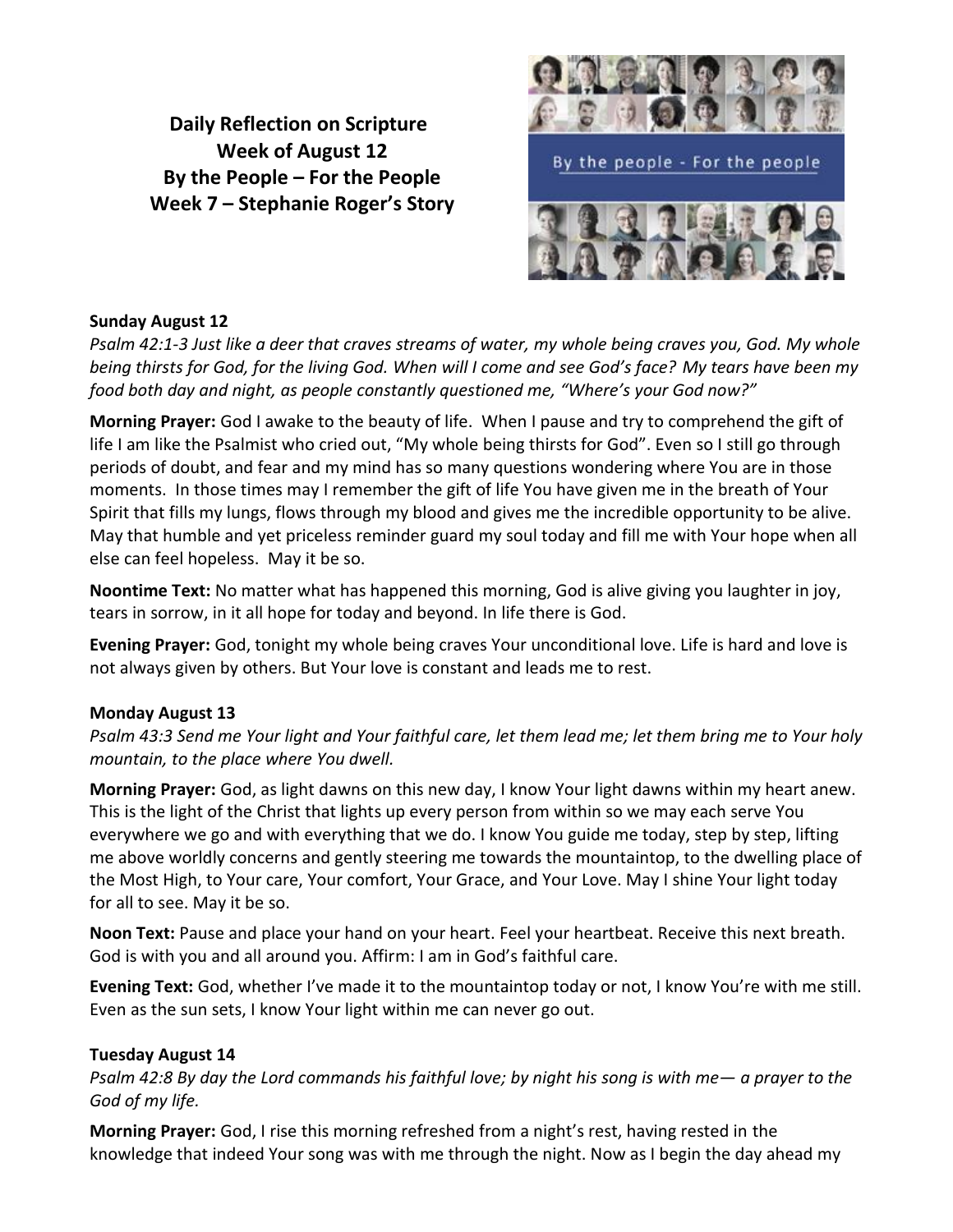**Daily Reflection on Scripture**
**Week of August 12**
**By the People – For the People**
**Week 7 – Stephanie Roger's Story**

**Sunday August 12**

*Psalm 42:1-3 Just like a deer that craves streams of water, my whole being craves you, God. My whole being thirsts for God, for the living God. When will I come and see God's face? My tears have been my food both day and night, as people constantly questioned me, "Where's your God now?"*

**Morning Prayer:** God I awake to the beauty of life. When I pause and try to comprehend the gift of life I am like the Psalmist who cried out, "My whole being thirsts for God". Even so I still go through periods of doubt, and fear and my mind has so many questions wondering where You are in those moments. In those times may I remember the gift of life You have given me in the breath of Your Spirit that fills my lungs, flows through my blood and gives me the incredible opportunity to be alive. May that humble and yet priceless reminder guard my soul today and fill me with Your hope when all else can feel hopeless. May it be so.

**Noontime Text:** No matter what has happened this morning, God is alive giving you laughter in joy, tears in sorrow, in it all hope for today and beyond. In life there is God.

**Evening Prayer:** God, tonight my whole being craves Your unconditional love. Life is hard and love is not always given by others. But Your love is constant and leads me to rest.

**Monday August 13**

*Psalm 43:3 Send me Your light and Your faithful care, let them lead me; let them bring me to Your holy mountain, to the place where You dwell.*

**Morning Prayer:** God, as light dawns on this new day, I know Your light dawns within my heart anew. This is the light of the Christ that lights up every person from within so we may each serve You everywhere we go and with everything that we do. I know You guide me today, step by step, lifting me above worldly concerns and gently steering me towards the mountaintop, to the dwelling place of the Most High, to Your care, Your comfort, Your Grace, and Your Love. May I shine Your light today for all to see. May it be so.

**Noon Text:** Pause and place your hand on your heart. Feel your heartbeat. Receive this next breath. God is with you and all around you. Affirm: I am in God's faithful care.

**Evening Text:** God, whether I've made it to the mountaintop today or not, I know You're with me still. Even as the sun sets, I know Your light within me can never go out.

**Tuesday August 14**

*Psalm 42:8 By day the Lord commands his faithful love; by night his song is with me— a prayer to the God of my life.*

**Morning Prayer:** God, I rise this morning refreshed from a night's rest, having rested in the knowledge that indeed Your song was with me through the night. Now as I begin the day ahead my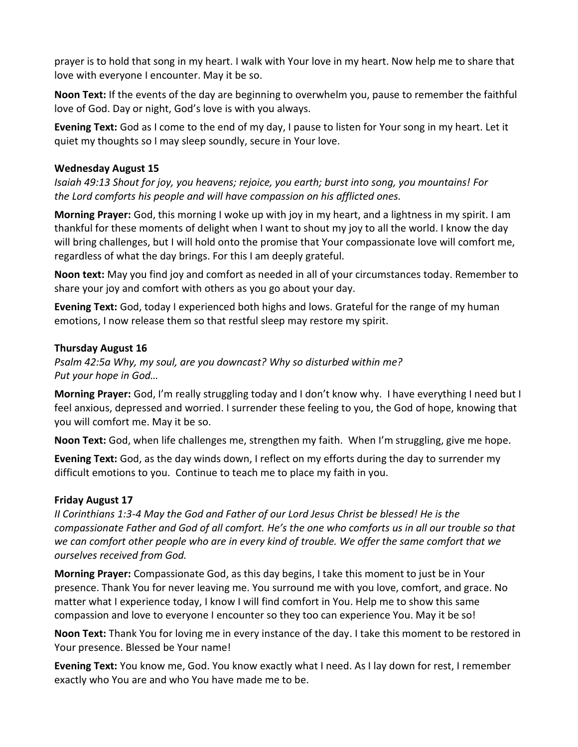prayer is to hold that song in my heart. I walk with Your love in my heart. Now help me to share that love with everyone I encounter. May it be so.

**Noon Text:** If the events of the day are beginning to overwhelm you, pause to remember the faithful love of God. Day or night, God's love is with you always.

**Evening Text:** God as I come to the end of my day, I pause to listen for Your song in my heart. Let it quiet my thoughts so I may sleep soundly, secure in Your love.

**Wednesday August 15**

*Isaiah 49:13 Shout for joy, you heavens; rejoice, you earth; burst into song, you mountains! For the Lord comforts his people and will have compassion on his afflicted ones.*

**Morning Prayer:** God, this morning I woke up with joy in my heart, and a lightness in my spirit. I am thankful for these moments of delight when I want to shout my joy to all the world. I know the day will bring challenges, but I will hold onto the promise that Your compassionate love will comfort me, regardless of what the day brings. For this I am deeply grateful.

**Noon text:** May you find joy and comfort as needed in all of your circumstances today. Remember to share your joy and comfort with others as you go about your day.

**Evening Text:** God, today I experienced both highs and lows. Grateful for the range of my human emotions, I now release them so that restful sleep may restore my spirit.

**Thursday August 16**

*Psalm 42:5a Why, my soul, are you downcast? Why so disturbed within me?*
*Put your hope in God…*

**Morning Prayer:** God, I'm really struggling today and I don't know why. I have everything I need but I feel anxious, depressed and worried. I surrender these feeling to you, the God of hope, knowing that you will comfort me. May it be so.

**Noon Text:** God, when life challenges me, strengthen my faith. When I'm struggling, give me hope.

**Evening Text:** God, as the day winds down, I reflect on my efforts during the day to surrender my difficult emotions to you. Continue to teach me to place my faith in you.

**Friday August 17**

*II Corinthians 1:3-4 May the God and Father of our Lord Jesus Christ be blessed! He is the compassionate Father and God of all comfort. He's the one who comforts us in all our trouble so that we can comfort other people who are in every kind of trouble. We offer the same comfort that we ourselves received from God.*

**Morning Prayer:** Compassionate God, as this day begins, I take this moment to just be in Your presence. Thank You for never leaving me. You surround me with you love, comfort, and grace. No matter what I experience today, I know I will find comfort in You. Help me to show this same compassion and love to everyone I encounter so they too can experience You. May it be so!

**Noon Text:** Thank You for loving me in every instance of the day. I take this moment to be restored in Your presence. Blessed be Your name!

**Evening Text:** You know me, God. You know exactly what I need. As I lay down for rest, I remember exactly who You are and who You have made me to be.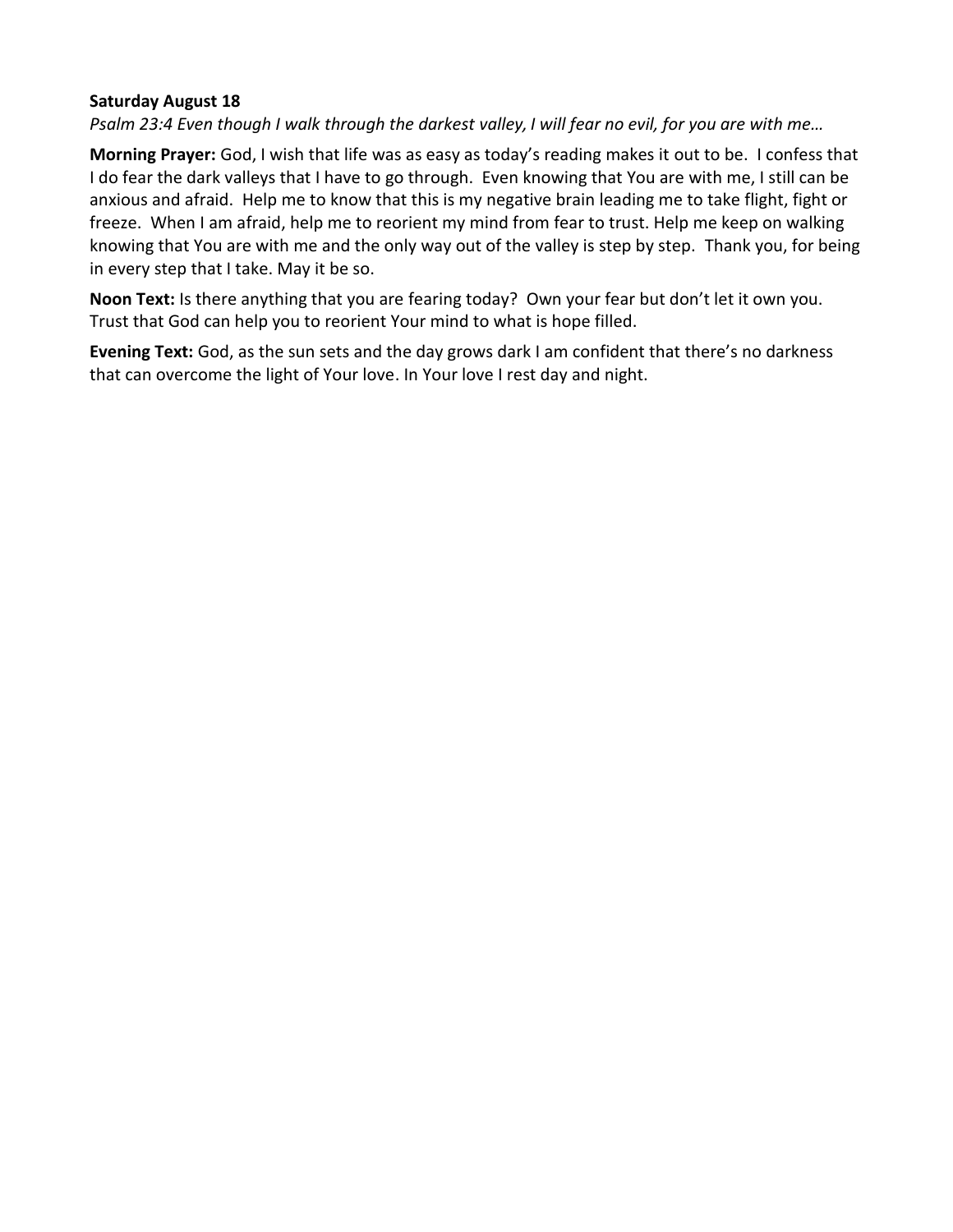**Saturday August 18**

*Psalm 23:4 Even though I walk through the darkest valley, I will fear no evil, for you are with me…*

**Morning Prayer:** God, I wish that life was as easy as today's reading makes it out to be. I confess that I do fear the dark valleys that I have to go through. Even knowing that You are with me, I still can be anxious and afraid. Help me to know that this is my negative brain leading me to take flight, fight or freeze. When I am afraid, help me to reorient my mind from fear to trust. Help me keep on walking knowing that You are with me and the only way out of the valley is step by step. Thank you, for being in every step that I take. May it be so.

**Noon Text:** Is there anything that you are fearing today? Own your fear but don't let it own you. Trust that God can help you to reorient Your mind to what is hope filled.

**Evening Text:** God, as the sun sets and the day grows dark I am confident that there's no darkness that can overcome the light of Your love. In Your love I rest day and night.